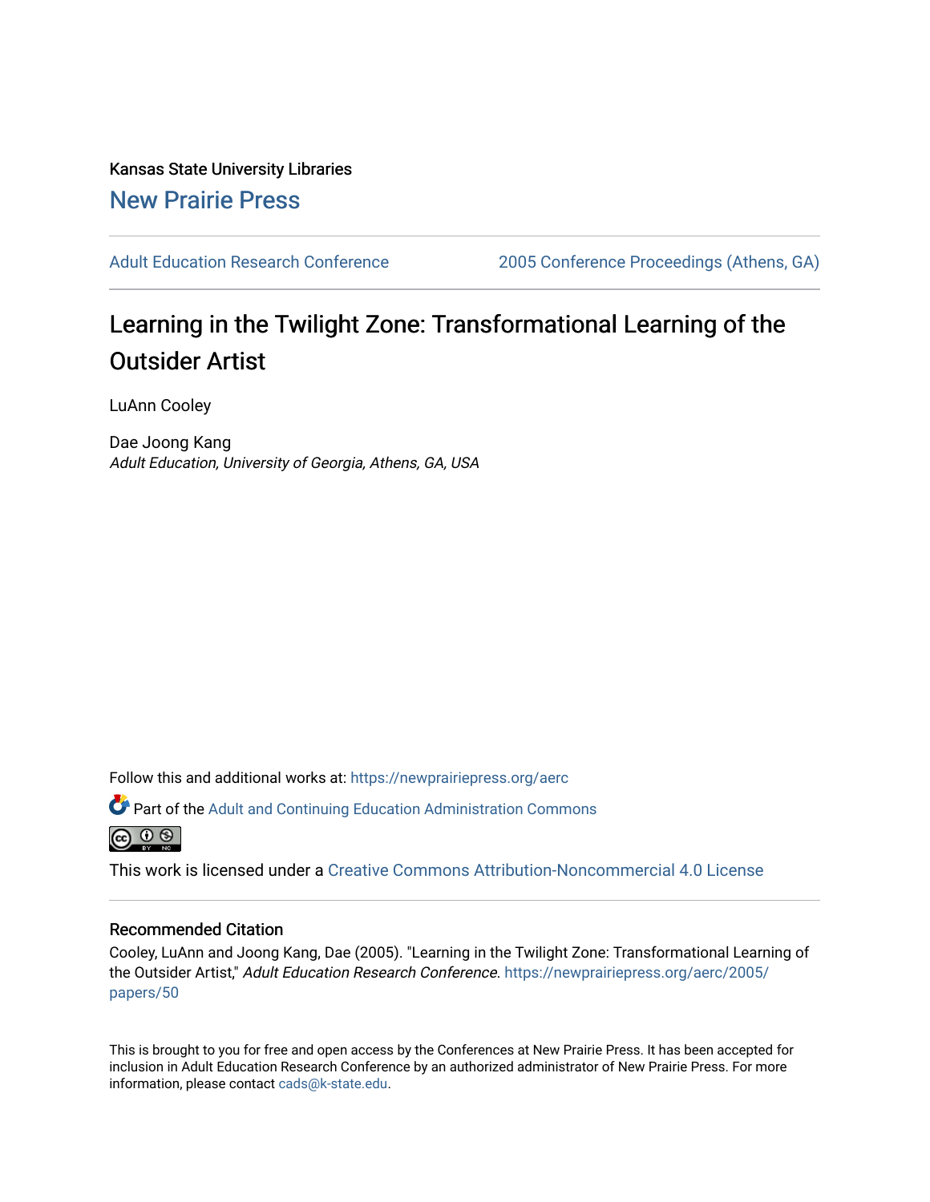Kansas State University Libraries

New Prairie Press

Adult Education Research Conference

2005 Conference Proceedings (Athens, GA)

# Learning in the Twilight Zone: Transformational Learning of the Outsider Artist

LuAnn Cooley

Dae Joong Kang
*Adult Education, University of Georgia, Athens, GA, USA*

Follow this and additional works at: https://newprairiepress.org/aerc

Part of the Adult and Continuing Education Administration Commons

This work is licensed under a Creative Commons Attribution-Noncommercial 4.0 License

## Recommended Citation

Cooley, LuAnn and Joong Kang, Dae (2005). "Learning in the Twilight Zone: Transformational Learning of the Outsider Artist," *Adult Education Research Conference*. https://newprairiepress.org/aerc/2005/papers/50

This is brought to you for free and open access by the Conferences at New Prairie Press. It has been accepted for inclusion in Adult Education Research Conference by an authorized administrator of New Prairie Press. For more information, please contact cads@k-state.edu.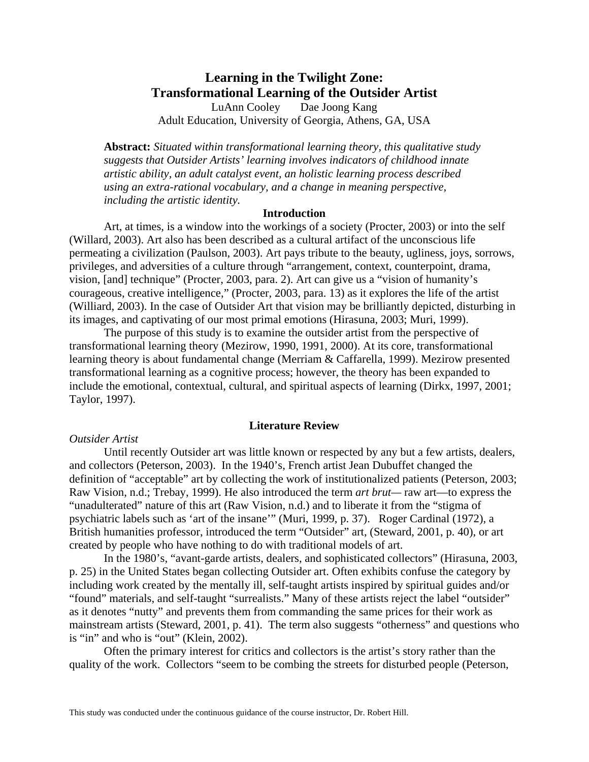# Learning in the Twilight Zone: Transformational Learning of the Outsider Artist

LuAnn Cooley Dae Joong Kang
Adult Education, University of Georgia, Athens, GA, USA

**Abstract:** *Situated within transformational learning theory, this qualitative study suggests that Outsider Artists' learning involves indicators of childhood innate artistic ability, an adult catalyst event, an holistic learning process described using an extra-rational vocabulary, and a change in meaning perspective, including the artistic identity.*

## Introduction

Art, at times, is a window into the workings of a society (Procter, 2003) or into the self (Willard, 2003). Art also has been described as a cultural artifact of the unconscious life permeating a civilization (Paulson, 2003). Art pays tribute to the beauty, ugliness, joys, sorrows, privileges, and adversities of a culture through "arrangement, context, counterpoint, drama, vision, [and] technique" (Procter, 2003, para. 2). Art can give us a "vision of humanity's courageous, creative intelligence," (Procter, 2003, para. 13) as it explores the life of the artist (Williard, 2003). In the case of Outsider Art that vision may be brilliantly depicted, disturbing in its images, and captivating of our most primal emotions (Hirasuna, 2003; Muri, 1999).

The purpose of this study is to examine the outsider artist from the perspective of transformational learning theory (Mezirow, 1990, 1991, 2000). At its core, transformational learning theory is about fundamental change (Merriam & Caffarella, 1999). Mezirow presented transformational learning as a cognitive process; however, the theory has been expanded to include the emotional, contextual, cultural, and spiritual aspects of learning (Dirkx, 1997, 2001; Taylor, 1997).

## Literature Review

*Outsider Artist*

Until recently Outsider art was little known or respected by any but a few artists, dealers, and collectors (Peterson, 2003). In the 1940's, French artist Jean Dubuffet changed the definition of "acceptable" art by collecting the work of institutionalized patients (Peterson, 2003; Raw Vision, n.d.; Trebay, 1999). He also introduced the term *art brut*— raw art—to express the "unadulterated" nature of this art (Raw Vision, n.d.) and to liberate it from the "stigma of psychiatric labels such as 'art of the insane'" (Muri, 1999, p. 37). Roger Cardinal (1972), a British humanities professor, introduced the term "Outsider" art, (Steward, 2001, p. 40), or art created by people who have nothing to do with traditional models of art.

In the 1980's, "avant-garde artists, dealers, and sophisticated collectors" (Hirasuna, 2003, p. 25) in the United States began collecting Outsider art. Often exhibits confuse the category by including work created by the mentally ill, self-taught artists inspired by spiritual guides and/or "found" materials, and self-taught "surrealists." Many of these artists reject the label "outsider" as it denotes "nutty" and prevents them from commanding the same prices for their work as mainstream artists (Steward, 2001, p. 41). The term also suggests "otherness" and questions who is "in" and who is "out" (Klein, 2002).

Often the primary interest for critics and collectors is the artist's story rather than the quality of the work. Collectors "seem to be combing the streets for disturbed people (Peterson,

This study was conducted under the continuous guidance of the course instructor, Dr. Robert Hill.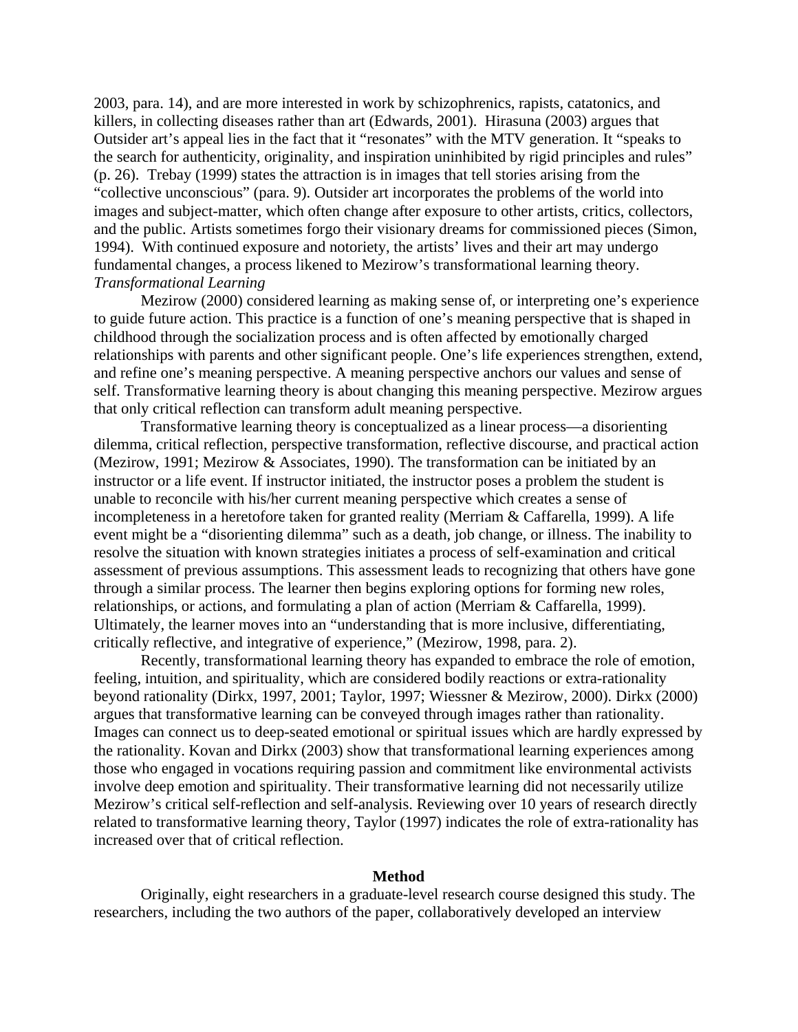2003, para. 14), and are more interested in work by schizophrenics, rapists, catatonics, and killers, in collecting diseases rather than art (Edwards, 2001). Hirasuna (2003) argues that Outsider art's appeal lies in the fact that it "resonates" with the MTV generation. It "speaks to the search for authenticity, originality, and inspiration uninhibited by rigid principles and rules" (p. 26). Trebay (1999) states the attraction is in images that tell stories arising from the "collective unconscious" (para. 9). Outsider art incorporates the problems of the world into images and subject-matter, which often change after exposure to other artists, critics, collectors, and the public. Artists sometimes forgo their visionary dreams for commissioned pieces (Simon, 1994). With continued exposure and notoriety, the artists' lives and their art may undergo fundamental changes, a process likened to Mezirow's transformational learning theory.

*Transformational Learning*

Mezirow (2000) considered learning as making sense of, or interpreting one's experience to guide future action. This practice is a function of one's meaning perspective that is shaped in childhood through the socialization process and is often affected by emotionally charged relationships with parents and other significant people. One's life experiences strengthen, extend, and refine one's meaning perspective. A meaning perspective anchors our values and sense of self. Transformative learning theory is about changing this meaning perspective. Mezirow argues that only critical reflection can transform adult meaning perspective.

Transformative learning theory is conceptualized as a linear process—a disorienting dilemma, critical reflection, perspective transformation, reflective discourse, and practical action (Mezirow, 1991; Mezirow & Associates, 1990). The transformation can be initiated by an instructor or a life event. If instructor initiated, the instructor poses a problem the student is unable to reconcile with his/her current meaning perspective which creates a sense of incompleteness in a heretofore taken for granted reality (Merriam & Caffarella, 1999). A life event might be a "disorienting dilemma" such as a death, job change, or illness. The inability to resolve the situation with known strategies initiates a process of self-examination and critical assessment of previous assumptions. This assessment leads to recognizing that others have gone through a similar process. The learner then begins exploring options for forming new roles, relationships, or actions, and formulating a plan of action (Merriam & Caffarella, 1999). Ultimately, the learner moves into an "understanding that is more inclusive, differentiating, critically reflective, and integrative of experience," (Mezirow, 1998, para. 2).

Recently, transformational learning theory has expanded to embrace the role of emotion, feeling, intuition, and spirituality, which are considered bodily reactions or extra-rationality beyond rationality (Dirkx, 1997, 2001; Taylor, 1997; Wiessner & Mezirow, 2000). Dirkx (2000) argues that transformative learning can be conveyed through images rather than rationality. Images can connect us to deep-seated emotional or spiritual issues which are hardly expressed by the rationality. Kovan and Dirkx (2003) show that transformational learning experiences among those who engaged in vocations requiring passion and commitment like environmental activists involve deep emotion and spirituality. Their transformative learning did not necessarily utilize Mezirow's critical self-reflection and self-analysis. Reviewing over 10 years of research directly related to transformative learning theory, Taylor (1997) indicates the role of extra-rationality has increased over that of critical reflection.

## Method

Originally, eight researchers in a graduate-level research course designed this study. The researchers, including the two authors of the paper, collaboratively developed an interview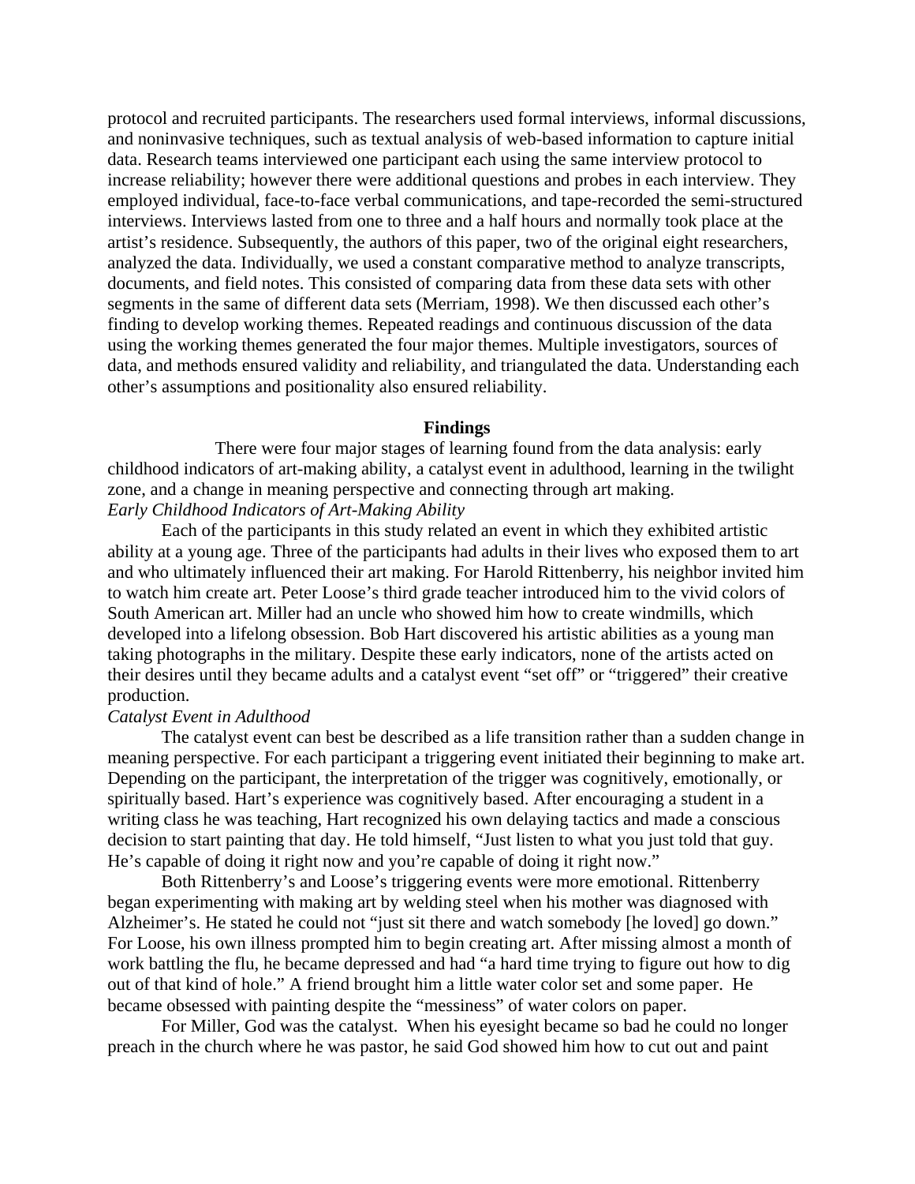protocol and recruited participants. The researchers used formal interviews, informal discussions, and noninvasive techniques, such as textual analysis of web-based information to capture initial data. Research teams interviewed one participant each using the same interview protocol to increase reliability; however there were additional questions and probes in each interview. They employed individual, face-to-face verbal communications, and tape-recorded the semi-structured interviews. Interviews lasted from one to three and a half hours and normally took place at the artist's residence. Subsequently, the authors of this paper, two of the original eight researchers, analyzed the data. Individually, we used a constant comparative method to analyze transcripts, documents, and field notes. This consisted of comparing data from these data sets with other segments in the same of different data sets (Merriam, 1998). We then discussed each other's finding to develop working themes. Repeated readings and continuous discussion of the data using the working themes generated the four major themes. Multiple investigators, sources of data, and methods ensured validity and reliability, and triangulated the data. Understanding each other's assumptions and positionality also ensured reliability.

## Findings

There were four major stages of learning found from the data analysis: early childhood indicators of art-making ability, a catalyst event in adulthood, learning in the twilight zone, and a change in meaning perspective and connecting through art making.

*Early Childhood Indicators of Art-Making Ability*

Each of the participants in this study related an event in which they exhibited artistic ability at a young age. Three of the participants had adults in their lives who exposed them to art and who ultimately influenced their art making. For Harold Rittenberry, his neighbor invited him to watch him create art. Peter Loose's third grade teacher introduced him to the vivid colors of South American art. Miller had an uncle who showed him how to create windmills, which developed into a lifelong obsession. Bob Hart discovered his artistic abilities as a young man taking photographs in the military. Despite these early indicators, none of the artists acted on their desires until they became adults and a catalyst event "set off" or "triggered" their creative production.

*Catalyst Event in Adulthood*

The catalyst event can best be described as a life transition rather than a sudden change in meaning perspective. For each participant a triggering event initiated their beginning to make art. Depending on the participant, the interpretation of the trigger was cognitively, emotionally, or spiritually based. Hart's experience was cognitively based. After encouraging a student in a writing class he was teaching, Hart recognized his own delaying tactics and made a conscious decision to start painting that day. He told himself, "Just listen to what you just told that guy. He's capable of doing it right now and you're capable of doing it right now."

Both Rittenberry's and Loose's triggering events were more emotional. Rittenberry began experimenting with making art by welding steel when his mother was diagnosed with Alzheimer's. He stated he could not "just sit there and watch somebody [he loved] go down." For Loose, his own illness prompted him to begin creating art. After missing almost a month of work battling the flu, he became depressed and had "a hard time trying to figure out how to dig out of that kind of hole." A friend brought him a little water color set and some paper. He became obsessed with painting despite the "messiness" of water colors on paper.

For Miller, God was the catalyst. When his eyesight became so bad he could no longer preach in the church where he was pastor, he said God showed him how to cut out and paint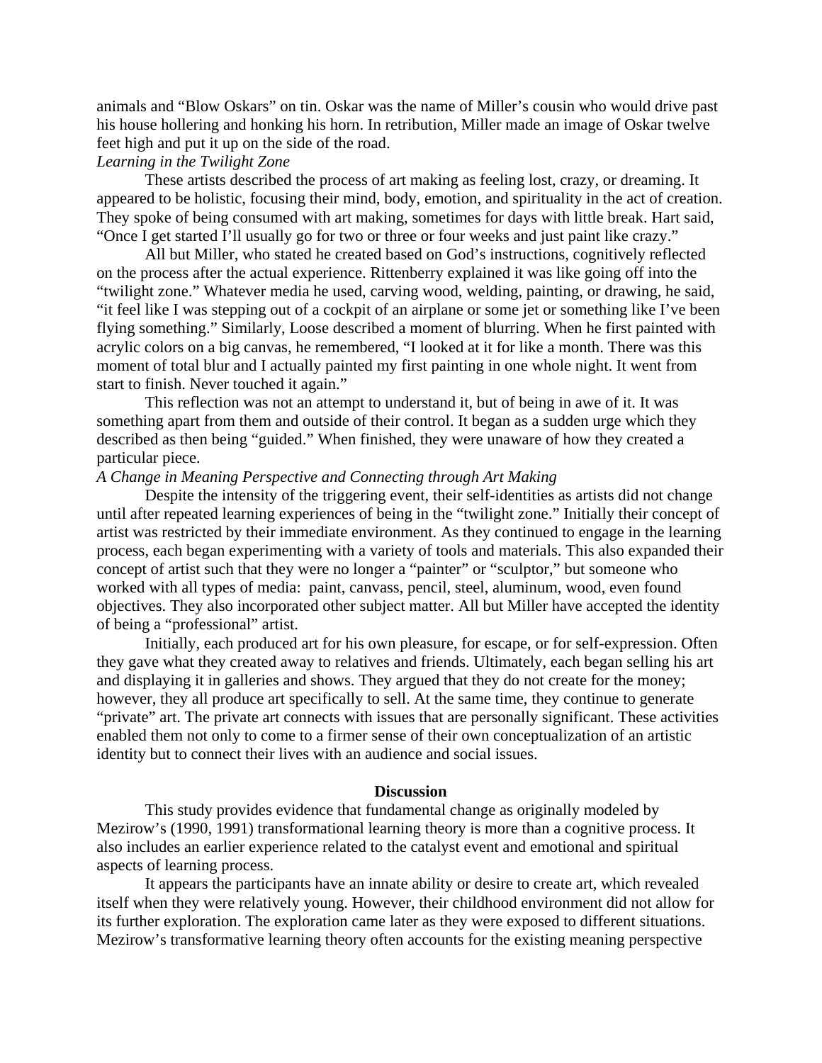animals and "Blow Oskars" on tin. Oskar was the name of Miller's cousin who would drive past his house hollering and honking his horn. In retribution, Miller made an image of Oskar twelve feet high and put it up on the side of the road.

*Learning in the Twilight Zone*

These artists described the process of art making as feeling lost, crazy, or dreaming. It appeared to be holistic, focusing their mind, body, emotion, and spirituality in the act of creation. They spoke of being consumed with art making, sometimes for days with little break. Hart said, "Once I get started I'll usually go for two or three or four weeks and just paint like crazy."

All but Miller, who stated he created based on God's instructions, cognitively reflected on the process after the actual experience. Rittenberry explained it was like going off into the "twilight zone." Whatever media he used, carving wood, welding, painting, or drawing, he said, "it feel like I was stepping out of a cockpit of an airplane or some jet or something like I've been flying something." Similarly, Loose described a moment of blurring. When he first painted with acrylic colors on a big canvas, he remembered, "I looked at it for like a month. There was this moment of total blur and I actually painted my first painting in one whole night. It went from start to finish. Never touched it again."

This reflection was not an attempt to understand it, but of being in awe of it. It was something apart from them and outside of their control. It began as a sudden urge which they described as then being "guided." When finished, they were unaware of how they created a particular piece.

*A Change in Meaning Perspective and Connecting through Art Making*

Despite the intensity of the triggering event, their self-identities as artists did not change until after repeated learning experiences of being in the "twilight zone." Initially their concept of artist was restricted by their immediate environment. As they continued to engage in the learning process, each began experimenting with a variety of tools and materials. This also expanded their concept of artist such that they were no longer a "painter" or "sculptor," but someone who worked with all types of media: paint, canvass, pencil, steel, aluminum, wood, even found objectives. They also incorporated other subject matter. All but Miller have accepted the identity of being a "professional" artist.

Initially, each produced art for his own pleasure, for escape, or for self-expression. Often they gave what they created away to relatives and friends. Ultimately, each began selling his art and displaying it in galleries and shows. They argued that they do not create for the money; however, they all produce art specifically to sell. At the same time, they continue to generate "private" art. The private art connects with issues that are personally significant. These activities enabled them not only to come to a firmer sense of their own conceptualization of an artistic identity but to connect their lives with an audience and social issues.

## Discussion

This study provides evidence that fundamental change as originally modeled by Mezirow's (1990, 1991) transformational learning theory is more than a cognitive process. It also includes an earlier experience related to the catalyst event and emotional and spiritual aspects of learning process.

It appears the participants have an innate ability or desire to create art, which revealed itself when they were relatively young. However, their childhood environment did not allow for its further exploration. The exploration came later as they were exposed to different situations. Mezirow's transformative learning theory often accounts for the existing meaning perspective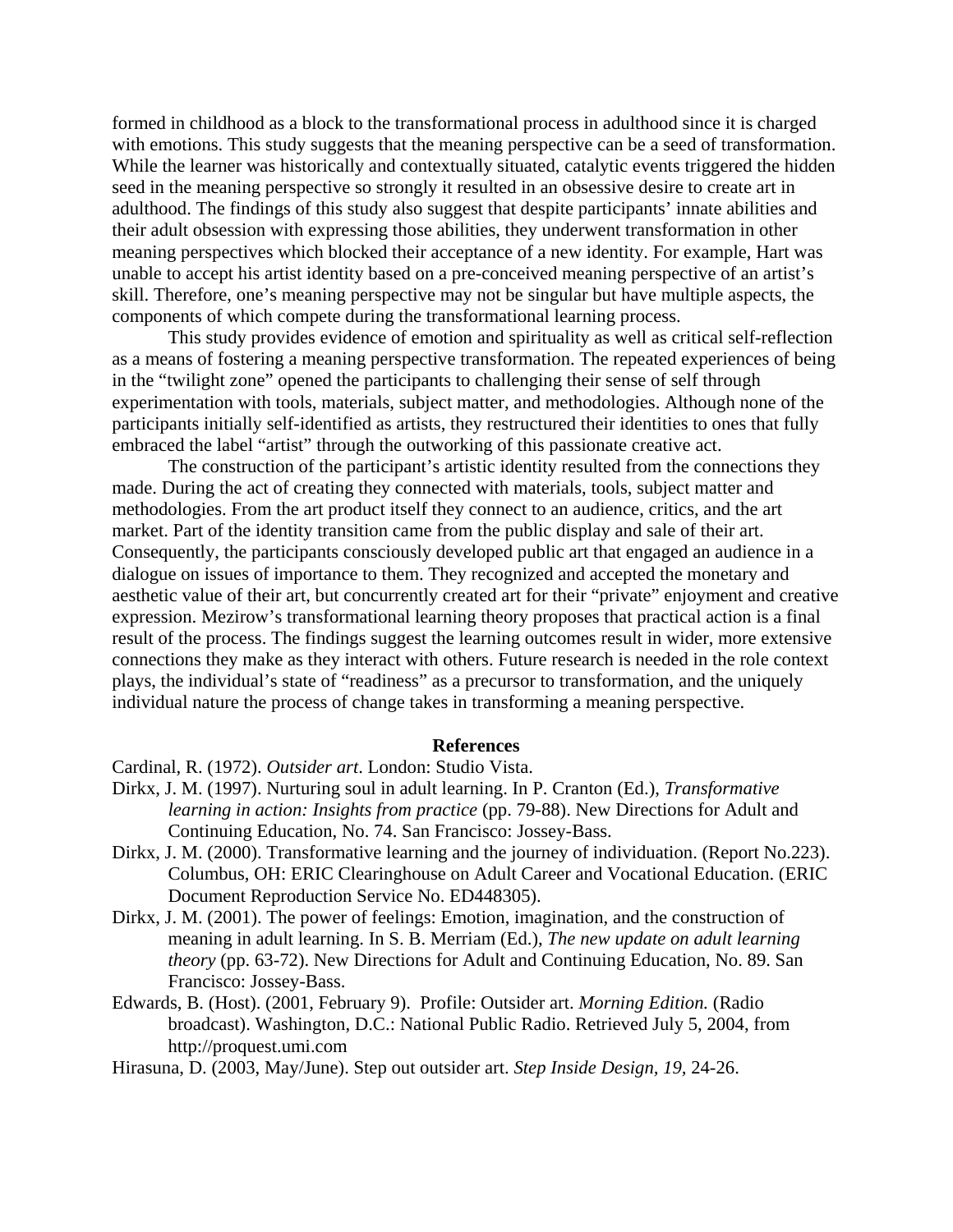formed in childhood as a block to the transformational process in adulthood since it is charged with emotions. This study suggests that the meaning perspective can be a seed of transformation. While the learner was historically and contextually situated, catalytic events triggered the hidden seed in the meaning perspective so strongly it resulted in an obsessive desire to create art in adulthood. The findings of this study also suggest that despite participants' innate abilities and their adult obsession with expressing those abilities, they underwent transformation in other meaning perspectives which blocked their acceptance of a new identity. For example, Hart was unable to accept his artist identity based on a pre-conceived meaning perspective of an artist's skill. Therefore, one's meaning perspective may not be singular but have multiple aspects, the components of which compete during the transformational learning process.

This study provides evidence of emotion and spirituality as well as critical self-reflection as a means of fostering a meaning perspective transformation. The repeated experiences of being in the "twilight zone" opened the participants to challenging their sense of self through experimentation with tools, materials, subject matter, and methodologies. Although none of the participants initially self-identified as artists, they restructured their identities to ones that fully embraced the label "artist" through the outworking of this passionate creative act.

The construction of the participant's artistic identity resulted from the connections they made. During the act of creating they connected with materials, tools, subject matter and methodologies. From the art product itself they connect to an audience, critics, and the art market. Part of the identity transition came from the public display and sale of their art. Consequently, the participants consciously developed public art that engaged an audience in a dialogue on issues of importance to them. They recognized and accepted the monetary and aesthetic value of their art, but concurrently created art for their "private" enjoyment and creative expression. Mezirow's transformational learning theory proposes that practical action is a final result of the process. The findings suggest the learning outcomes result in wider, more extensive connections they make as they interact with others. Future research is needed in the role context plays, the individual's state of "readiness" as a precursor to transformation, and the uniquely individual nature the process of change takes in transforming a meaning perspective.

## References

Cardinal, R. (1972). *Outsider art*. London: Studio Vista.

Dirkx, J. M. (1997). Nurturing soul in adult learning. In P. Cranton (Ed.), *Transformative learning in action: Insights from practice* (pp. 79-88). New Directions for Adult and Continuing Education, No. 74. San Francisco: Jossey-Bass.

Dirkx, J. M. (2000). Transformative learning and the journey of individuation. (Report No.223). Columbus, OH: ERIC Clearinghouse on Adult Career and Vocational Education. (ERIC Document Reproduction Service No. ED448305).

Dirkx, J. M. (2001). The power of feelings: Emotion, imagination, and the construction of meaning in adult learning. In S. B. Merriam (Ed.), *The new update on adult learning theory* (pp. 63-72). New Directions for Adult and Continuing Education, No. 89. San Francisco: Jossey-Bass.

Edwards, B. (Host). (2001, February 9). Profile: Outsider art. *Morning Edition.* (Radio broadcast). Washington, D.C.: National Public Radio. Retrieved July 5, 2004, from http://proquest.umi.com

Hirasuna, D. (2003, May/June). Step out outsider art. *Step Inside Design, 19*, 24-26.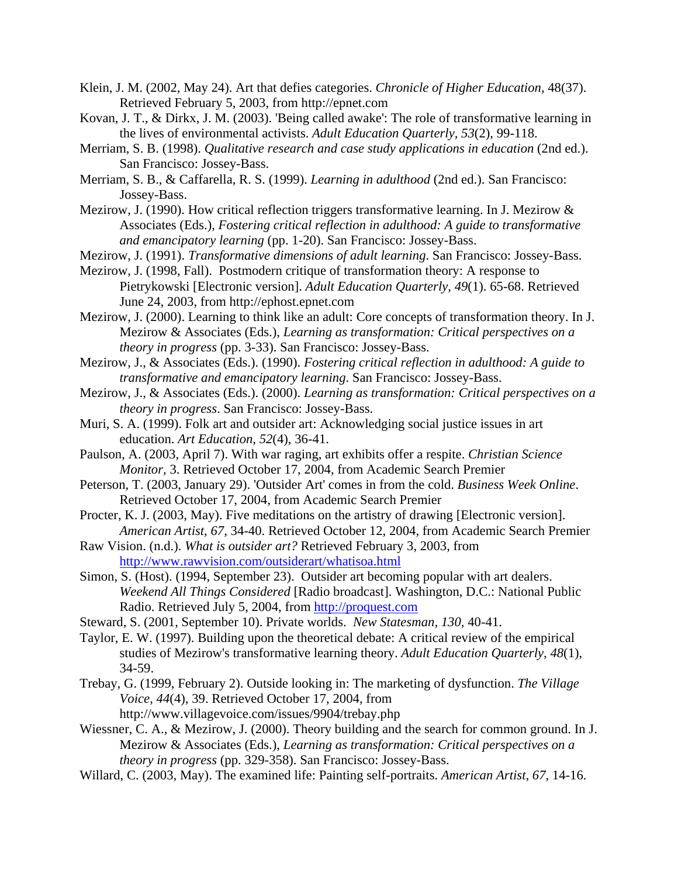Klein, J. M. (2002, May 24). Art that defies categories. *Chronicle of Higher Education,* 48(37). Retrieved February 5, 2003, from http://epnet.com

Kovan, J. T., & Dirkx, J. M. (2003). 'Being called awake': The role of transformative learning in the lives of environmental activists. *Adult Education Quarterly, 53*(2), 99-118.

Merriam, S. B. (1998). *Qualitative research and case study applications in education* (2nd ed.). San Francisco: Jossey-Bass.

Merriam, S. B., & Caffarella, R. S. (1999). *Learning in adulthood* (2nd ed.). San Francisco: Jossey-Bass.

Mezirow, J. (1990). How critical reflection triggers transformative learning. In J. Mezirow & Associates (Eds.), *Fostering critical reflection in adulthood: A guide to transformative and emancipatory learning* (pp. 1-20). San Francisco: Jossey-Bass.

Mezirow, J. (1991). *Transformative dimensions of adult learning*. San Francisco: Jossey-Bass.

Mezirow, J. (1998, Fall). Postmodern critique of transformation theory: A response to Pietrykowski [Electronic version]. *Adult Education Quarterly, 49*(1). 65-68. Retrieved June 24, 2003, from http://ephost.epnet.com

Mezirow, J. (2000). Learning to think like an adult: Core concepts of transformation theory. In J. Mezirow & Associates (Eds.), *Learning as transformation: Critical perspectives on a theory in progress* (pp. 3-33). San Francisco: Jossey-Bass.

Mezirow, J., & Associates (Eds.). (1990). *Fostering critical reflection in adulthood: A guide to transformative and emancipatory learning*. San Francisco: Jossey-Bass.

Mezirow, J., & Associates (Eds.). (2000). *Learning as transformation: Critical perspectives on a theory in progress*. San Francisco: Jossey-Bass.

Muri, S. A. (1999). Folk art and outsider art: Acknowledging social justice issues in art education. *Art Education, 52*(4), 36-41.

Paulson, A. (2003, April 7). With war raging, art exhibits offer a respite. *Christian Science Monitor*, 3. Retrieved October 17, 2004, from Academic Search Premier

Peterson, T. (2003, January 29). 'Outsider Art' comes in from the cold. *Business Week Online*. Retrieved October 17, 2004, from Academic Search Premier

Procter, K. J. (2003, May). Five meditations on the artistry of drawing [Electronic version]. *American Artist, 67,* 34-40. Retrieved October 12, 2004, from Academic Search Premier

Raw Vision. (n.d.). *What is outsider art?* Retrieved February 3, 2003, from http://www.rawvision.com/outsiderart/whatisoa.html

Simon, S. (Host). (1994, September 23). Outsider art becoming popular with art dealers. *Weekend All Things Considered* [Radio broadcast]. Washington, D.C.: National Public Radio. Retrieved July 5, 2004, from http://proquest.com

Steward, S. (2001, September 10). Private worlds. *New Statesman, 130,* 40-41.

Taylor, E. W. (1997). Building upon the theoretical debate: A critical review of the empirical studies of Mezirow's transformative learning theory. *Adult Education Quarterly, 48*(1), 34-59.

Trebay, G. (1999, February 2). Outside looking in: The marketing of dysfunction. *The Village Voice, 44*(4), 39. Retrieved October 17, 2004, from http://www.villagevoice.com/issues/9904/trebay.php

Wiessner, C. A., & Mezirow, J. (2000). Theory building and the search for common ground. In J. Mezirow & Associates (Eds.), *Learning as transformation: Critical perspectives on a theory in progress* (pp. 329-358). San Francisco: Jossey-Bass.

Willard, C. (2003, May). The examined life: Painting self-portraits. *American Artist, 67,* 14-16.